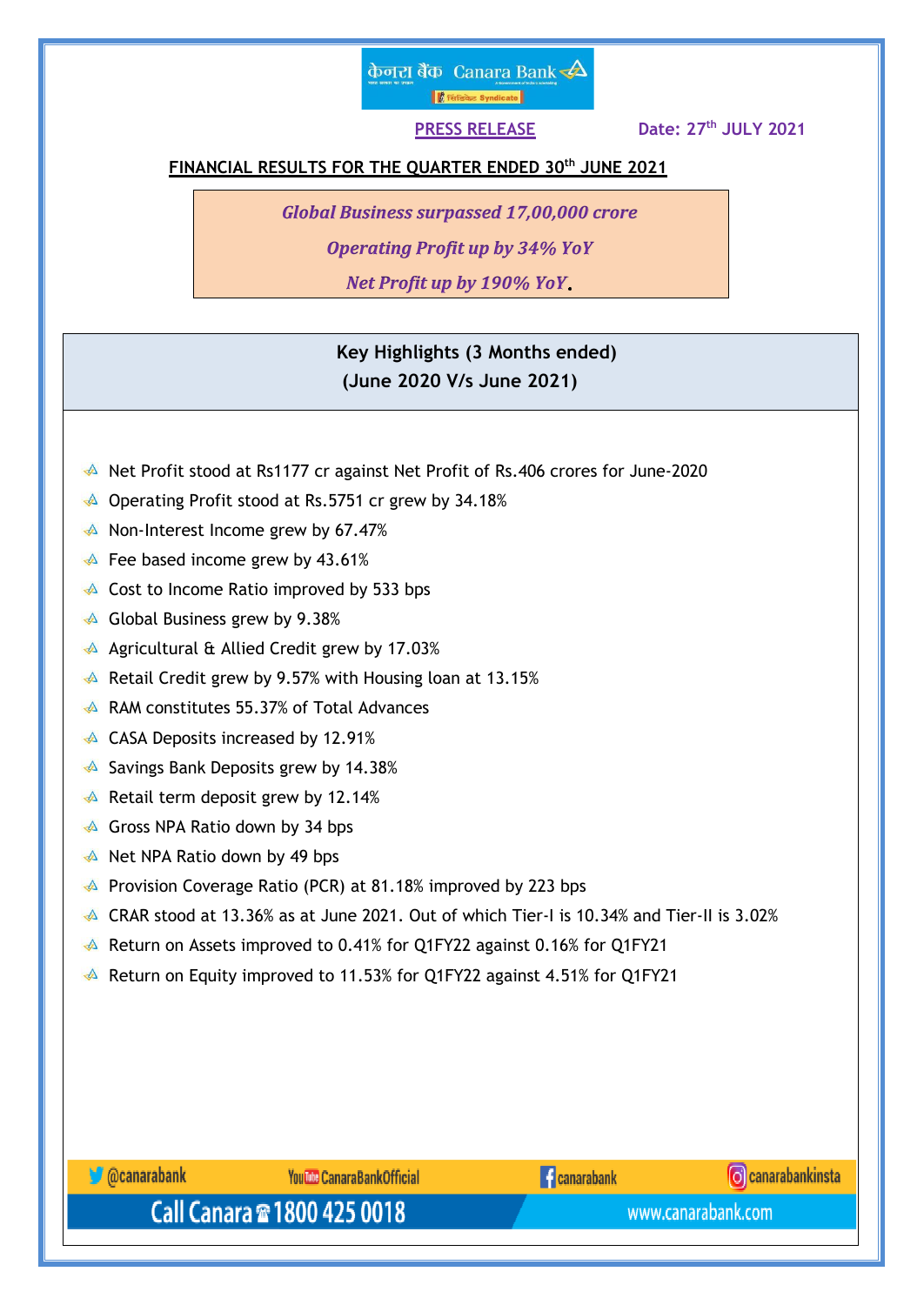**PRESS RELEASE** **Date: 27th JULY 2021**

## FINANCIAL RESULTS FOR THE QUARTER ENDED 30th JUNE 2021

*Global Business surpassed 17,00,000 crore*

*Operating Profit up by 34% YoY*

*Net Profit up by 190% YoY.*

### Key Highlights (3 Months ended)
### (June 2020 V/s June 2021)

- Net Profit stood at Rs1177 cr against Net Profit of Rs.406 crores for June-2020
- Operating Profit stood at Rs.5751 cr grew by 34.18%
- Non-Interest Income grew by 67.47%
- Fee based income grew by 43.61%
- Cost to Income Ratio improved by 533 bps
- Global Business grew by 9.38%
- Agricultural & Allied Credit grew by 17.03%
- Retail Credit grew by 9.57% with Housing loan at 13.15%
- RAM constitutes 55.37% of Total Advances
- CASA Deposits increased by 12.91%
- Savings Bank Deposits grew by 14.38%
- Retail term deposit grew by 12.14%
- Gross NPA Ratio down by 34 bps
- Net NPA Ratio down by 49 bps
- Provision Coverage Ratio (PCR) at 81.18% improved by 223 bps
- CRAR stood at 13.36% as at June 2021. Out of which Tier-I is 10.34% and Tier-II is 3.02%
- Return on Assets improved to 0.41% for Q1FY22 against 0.16% for Q1FY21
- Return on Equity improved to 11.53% for Q1FY22 against 4.51% for Q1FY21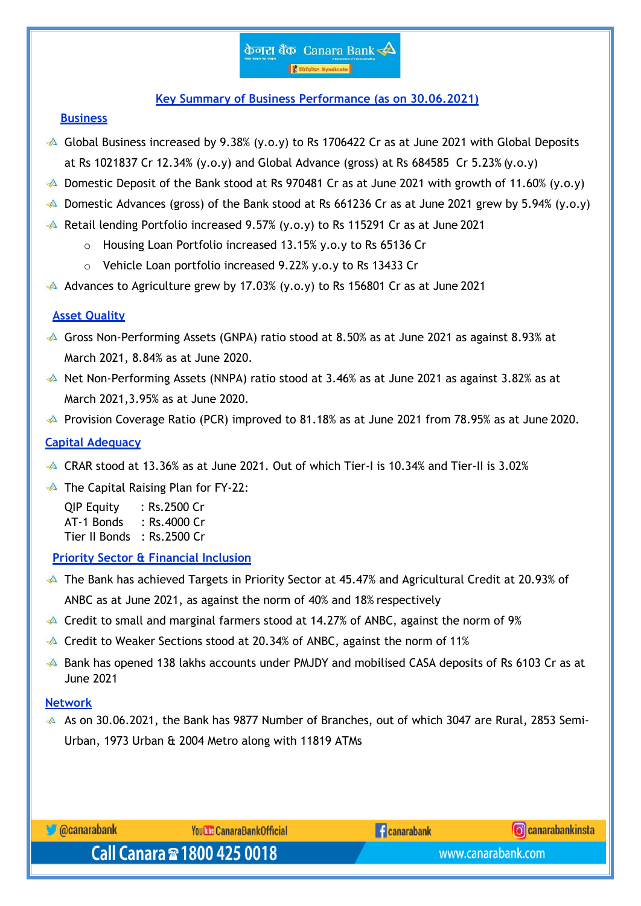## Key Summary of Business Performance (as on 30.06.2021)

### Business

- Global Business increased by 9.38% (y.o.y) to Rs 1706422 Cr as at June 2021 with Global Deposits at Rs 1021837 Cr 12.34% (y.o.y) and Global Advance (gross) at Rs 684585 Cr 5.23% (y.o.y)
- Domestic Deposit of the Bank stood at Rs 970481 Cr as at June 2021 with growth of 11.60% (y.o.y)
- Domestic Advances (gross) of the Bank stood at Rs 661236 Cr as at June 2021 grew by 5.94% (y.o.y)
- Retail lending Portfolio increased 9.57% (y.o.y) to Rs 115291 Cr as at June 2021
  - Housing Loan Portfolio increased 13.15% y.o.y to Rs 65136 Cr
  - Vehicle Loan portfolio increased 9.22% y.o.y to Rs 13433 Cr
- Advances to Agriculture grew by 17.03% (y.o.y) to Rs 156801 Cr as at June 2021

### Asset Quality

- Gross Non-Performing Assets (GNPA) ratio stood at 8.50% as at June 2021 as against 8.93% at March 2021, 8.84% as at June 2020.
- Net Non-Performing Assets (NNPA) ratio stood at 3.46% as at June 2021 as against 3.82% as at March 2021,3.95% as at June 2020.
- Provision Coverage Ratio (PCR) improved to 81.18% as at June 2021 from 78.95% as at June 2020.

### Capital Adequacy

- CRAR stood at 13.36% as at June 2021. Out of which Tier-I is 10.34% and Tier-II is 3.02%
- The Capital Raising Plan for FY-22:

  QIP Equity : Rs.2500 Cr
  AT-1 Bonds : Rs.4000 Cr
  Tier II Bonds : Rs.2500 Cr

### Priority Sector & Financial Inclusion

- The Bank has achieved Targets in Priority Sector at 45.47% and Agricultural Credit at 20.93% of ANBC as at June 2021, as against the norm of 40% and 18% respectively
- Credit to small and marginal farmers stood at 14.27% of ANBC, against the norm of 9%
- Credit to Weaker Sections stood at 20.34% of ANBC, against the norm of 11%
- Bank has opened 138 lakhs accounts under PMJDY and mobilised CASA deposits of Rs 6103 Cr as at June 2021

### Network

- As on 30.06.2021, the Bank has 9877 Number of Branches, out of which 3047 are Rural, 2853 Semi-Urban, 1973 Urban & 2004 Metro along with 11819 ATMs

@canarabank | CanaraBankOfficial | canarabank | canarabankinsta

Call Canara 1800 425 0018 | www.canarabank.com